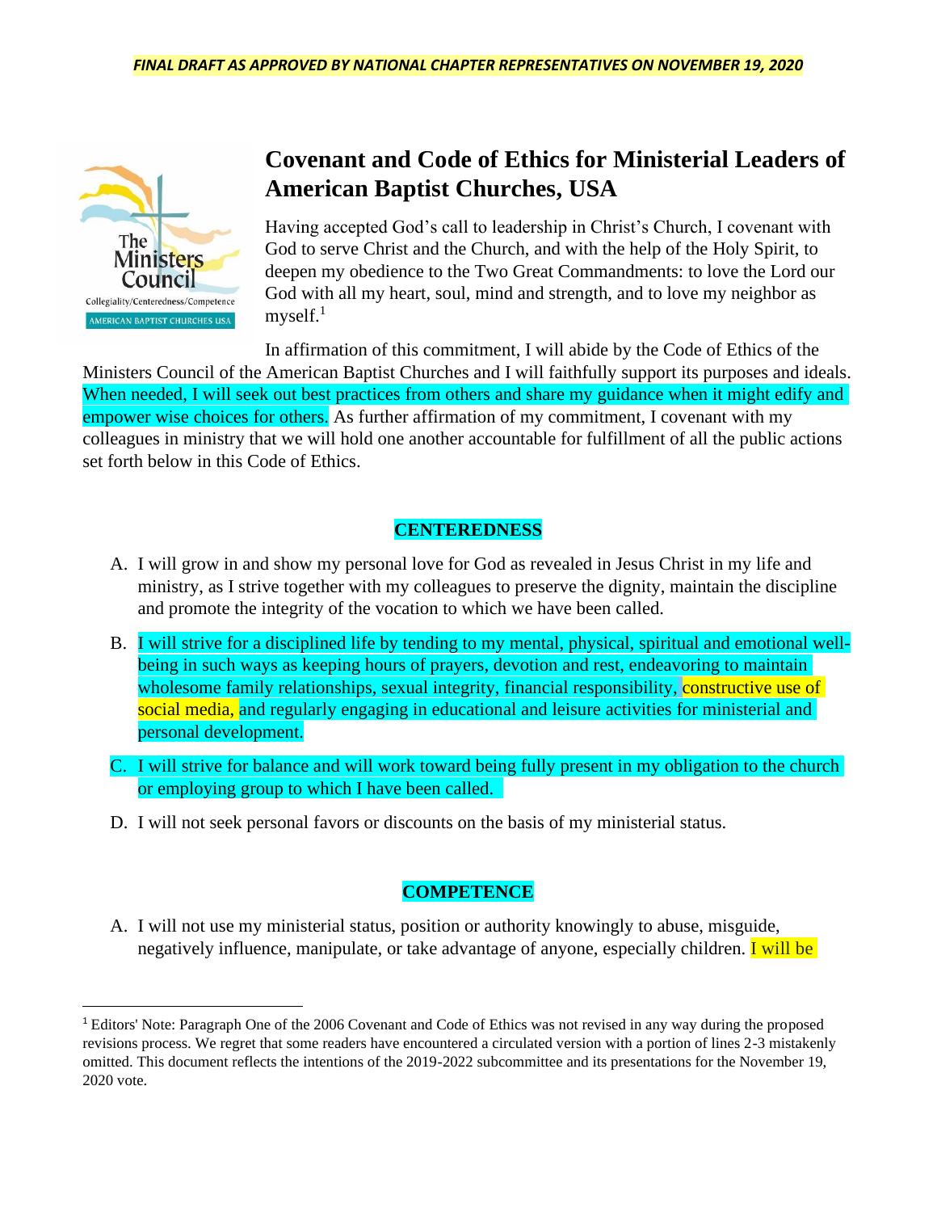***FINAL DRAFT AS APPROVED BY NATIONAL CHAPTER REPRESENTATIVES ON NOVEMBER 19, 2020***

# Covenant and Code of Ethics for Ministerial Leaders of American Baptist Churches, USA

Having accepted God's call to leadership in Christ's Church, I covenant with God to serve Christ and the Church, and with the help of the Holy Spirit, to deepen my obedience to the Two Great Commandments: to love the Lord our God with all my heart, soul, mind and strength, and to love my neighbor as myself.[1]

In affirmation of this commitment, I will abide by the Code of Ethics of the Ministers Council of the American Baptist Churches and I will faithfully support its purposes and ideals. When needed, I will seek out best practices from others and share my guidance when it might edify and empower wise choices for others. As further affirmation of my commitment, I covenant with my colleagues in ministry that we will hold one another accountable for fulfillment of all the public actions set forth below in this Code of Ethics.

## CENTEREDNESS

A. I will grow in and show my personal love for God as revealed in Jesus Christ in my life and ministry, as I strive together with my colleagues to preserve the dignity, maintain the discipline and promote the integrity of the vocation to which we have been called.

B. I will strive for a disciplined life by tending to my mental, physical, spiritual and emotional well-being in such ways as keeping hours of prayers, devotion and rest, endeavoring to maintain wholesome family relationships, sexual integrity, financial responsibility, constructive use of social media, and regularly engaging in educational and leisure activities for ministerial and personal development.

C. I will strive for balance and will work toward being fully present in my obligation to the church or employing group to which I have been called.

D. I will not seek personal favors or discounts on the basis of my ministerial status.

## COMPETENCE

A. I will not use my ministerial status, position or authority knowingly to abuse, misguide, negatively influence, manipulate, or take advantage of anyone, especially children. I will be

[1] Editors' Note: Paragraph One of the 2006 Covenant and Code of Ethics was not revised in any way during the proposed revisions process. We regret that some readers have encountered a circulated version with a portion of lines 2-3 mistakenly omitted. This document reflects the intentions of the 2019-2022 subcommittee and its presentations for the November 19, 2020 vote.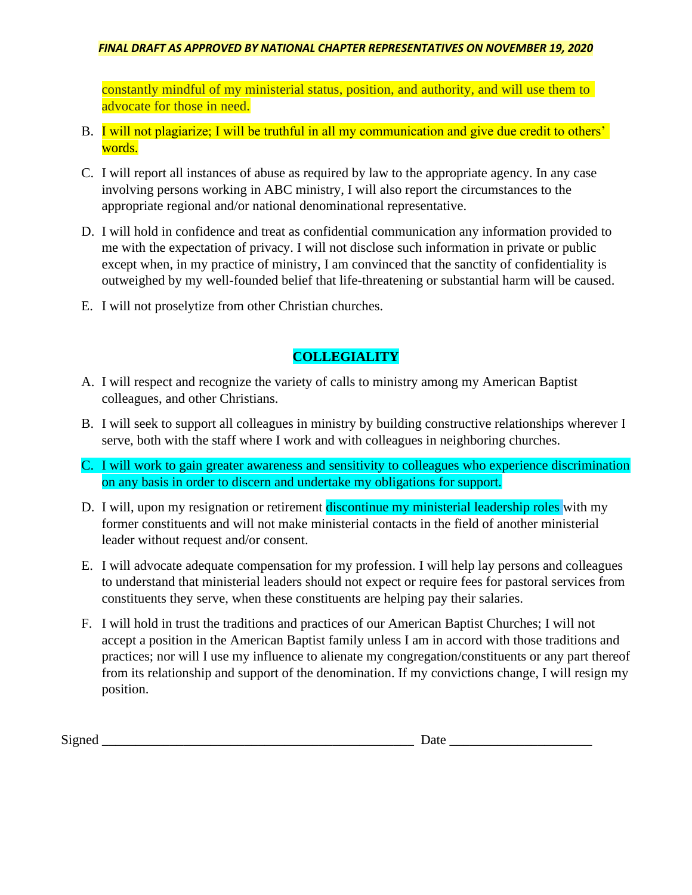constantly mindful of my ministerial status, position, and authority, and will use them to advocate for those in need.

B. I will not plagiarize; I will be truthful in all my communication and give due credit to others' words.

C. I will report all instances of abuse as required by law to the appropriate agency. In any case involving persons working in ABC ministry, I will also report the circumstances to the appropriate regional and/or national denominational representative.

D. I will hold in confidence and treat as confidential communication any information provided to me with the expectation of privacy. I will not disclose such information in private or public except when, in my practice of ministry, I am convinced that the sanctity of confidentiality is outweighed by my well-founded belief that life-threatening or substantial harm will be caused.

E. I will not proselytize from other Christian churches.

## COLLEGIALITY

A. I will respect and recognize the variety of calls to ministry among my American Baptist colleagues, and other Christians.

B. I will seek to support all colleagues in ministry by building constructive relationships wherever I serve, both with the staff where I work and with colleagues in neighboring churches.

C. I will work to gain greater awareness and sensitivity to colleagues who experience discrimination on any basis in order to discern and undertake my obligations for support.

D. I will, upon my resignation or retirement discontinue my ministerial leadership roles with my former constituents and will not make ministerial contacts in the field of another ministerial leader without request and/or consent.

E. I will advocate adequate compensation for my profession. I will help lay persons and colleagues to understand that ministerial leaders should not expect or require fees for pastoral services from constituents they serve, when these constituents are helping pay their salaries.

F. I will hold in trust the traditions and practices of our American Baptist Churches; I will not accept a position in the American Baptist family unless I am in accord with those traditions and practices; nor will I use my influence to alienate my congregation/constituents or any part thereof from its relationship and support of the denomination. If my convictions change, I will resign my position.

Signed ______________________________________________ Date ____________________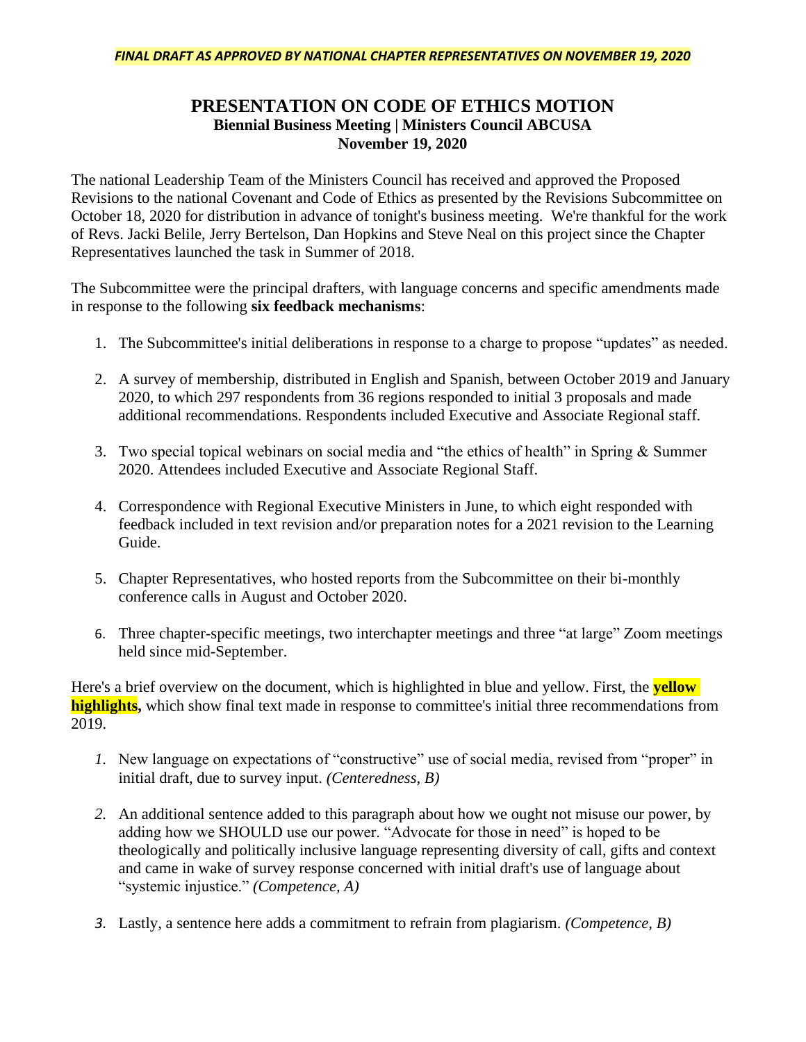***FINAL DRAFT AS APPROVED BY NATIONAL CHAPTER REPRESENTATIVES ON NOVEMBER 19, 2020***

# PRESENTATION ON CODE OF ETHICS MOTION

**Biennial Business Meeting | Ministers Council ABCUSA**
**November 19, 2020**

The national Leadership Team of the Ministers Council has received and approved the Proposed Revisions to the national Covenant and Code of Ethics as presented by the Revisions Subcommittee on October 18, 2020 for distribution in advance of tonight's business meeting. We're thankful for the work of Revs. Jacki Belile, Jerry Bertelson, Dan Hopkins and Steve Neal on this project since the Chapter Representatives launched the task in Summer of 2018.

The Subcommittee were the principal drafters, with language concerns and specific amendments made in response to the following **six feedback mechanisms**:

1. The Subcommittee's initial deliberations in response to a charge to propose "updates" as needed.
2. A survey of membership, distributed in English and Spanish, between October 2019 and January 2020, to which 297 respondents from 36 regions responded to initial 3 proposals and made additional recommendations. Respondents included Executive and Associate Regional staff.
3. Two special topical webinars on social media and "the ethics of health" in Spring & Summer 2020. Attendees included Executive and Associate Regional Staff.
4. Correspondence with Regional Executive Ministers in June, to which eight responded with feedback included in text revision and/or preparation notes for a 2021 revision to the Learning Guide.
5. Chapter Representatives, who hosted reports from the Subcommittee on their bi-monthly conference calls in August and October 2020.
6. Three chapter-specific meetings, two interchapter meetings and three "at large" Zoom meetings held since mid-September.

Here's a brief overview on the document, which is highlighted in blue and yellow. First, the **yellow highlights,** which show final text made in response to committee's initial three recommendations from 2019.

1. New language on expectations of "constructive" use of social media, revised from "proper" in initial draft, due to survey input. *(Centeredness, B)*
2. An additional sentence added to this paragraph about how we ought not misuse our power, by adding how we SHOULD use our power. "Advocate for those in need" is hoped to be theologically and politically inclusive language representing diversity of call, gifts and context and came in wake of survey response concerned with initial draft's use of language about "systemic injustice." *(Competence, A)*
3. Lastly, a sentence here adds a commitment to refrain from plagiarism. *(Competence, B)*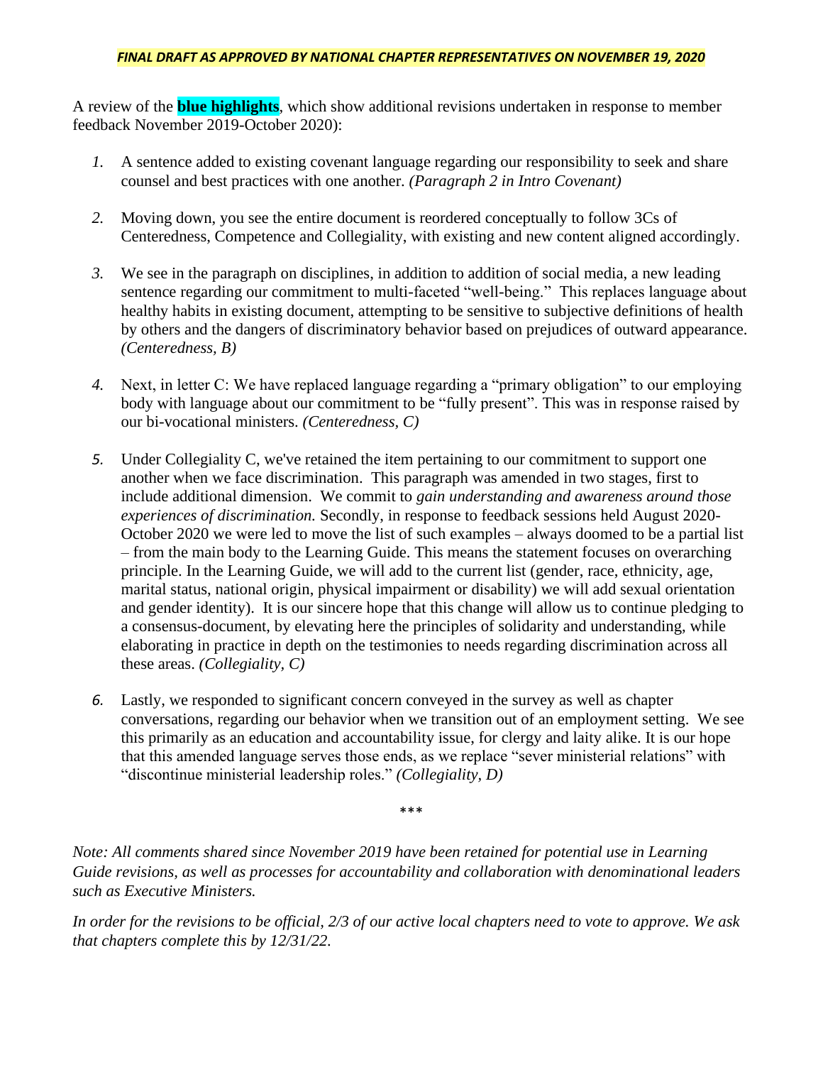***FINAL DRAFT AS APPROVED BY NATIONAL CHAPTER REPRESENTATIVES ON NOVEMBER 19, 2020***

A review of the **blue highlights**, which show additional revisions undertaken in response to member feedback November 2019-October 2020):

1. A sentence added to existing covenant language regarding our responsibility to seek and share counsel and best practices with one another. *(Paragraph 2 in Intro Covenant)*

2. Moving down, you see the entire document is reordered conceptually to follow 3Cs of Centeredness, Competence and Collegiality, with existing and new content aligned accordingly.

3. We see in the paragraph on disciplines, in addition to addition of social media, a new leading sentence regarding our commitment to multi-faceted "well-being." This replaces language about healthy habits in existing document, attempting to be sensitive to subjective definitions of health by others and the dangers of discriminatory behavior based on prejudices of outward appearance. *(Centeredness, B)*

4. Next, in letter C: We have replaced language regarding a "primary obligation" to our employing body with language about our commitment to be "fully present". This was in response raised by our bi-vocational ministers. *(Centeredness, C)*

5. Under Collegiality C, we've retained the item pertaining to our commitment to support one another when we face discrimination. This paragraph was amended in two stages, first to include additional dimension. We commit to *gain understanding and awareness around those experiences of discrimination.* Secondly, in response to feedback sessions held August 2020-October 2020 we were led to move the list of such examples – always doomed to be a partial list – from the main body to the Learning Guide. This means the statement focuses on overarching principle. In the Learning Guide, we will add to the current list (gender, race, ethnicity, age, marital status, national origin, physical impairment or disability) we will add sexual orientation and gender identity). It is our sincere hope that this change will allow us to continue pledging to a consensus-document, by elevating here the principles of solidarity and understanding, while elaborating in practice in depth on the testimonies to needs regarding discrimination across all these areas. *(Collegiality, C)*

6. Lastly, we responded to significant concern conveyed in the survey as well as chapter conversations, regarding our behavior when we transition out of an employment setting. We see this primarily as an education and accountability issue, for clergy and laity alike. It is our hope that this amended language serves those ends, as we replace "sever ministerial relations" with "discontinue ministerial leadership roles." *(Collegiality, D)*

\*\*\*

*Note: All comments shared since November 2019 have been retained for potential use in Learning Guide revisions, as well as processes for accountability and collaboration with denominational leaders such as Executive Ministers.*

*In order for the revisions to be official, 2/3 of our active local chapters need to vote to approve. We ask that chapters complete this by 12/31/22.*